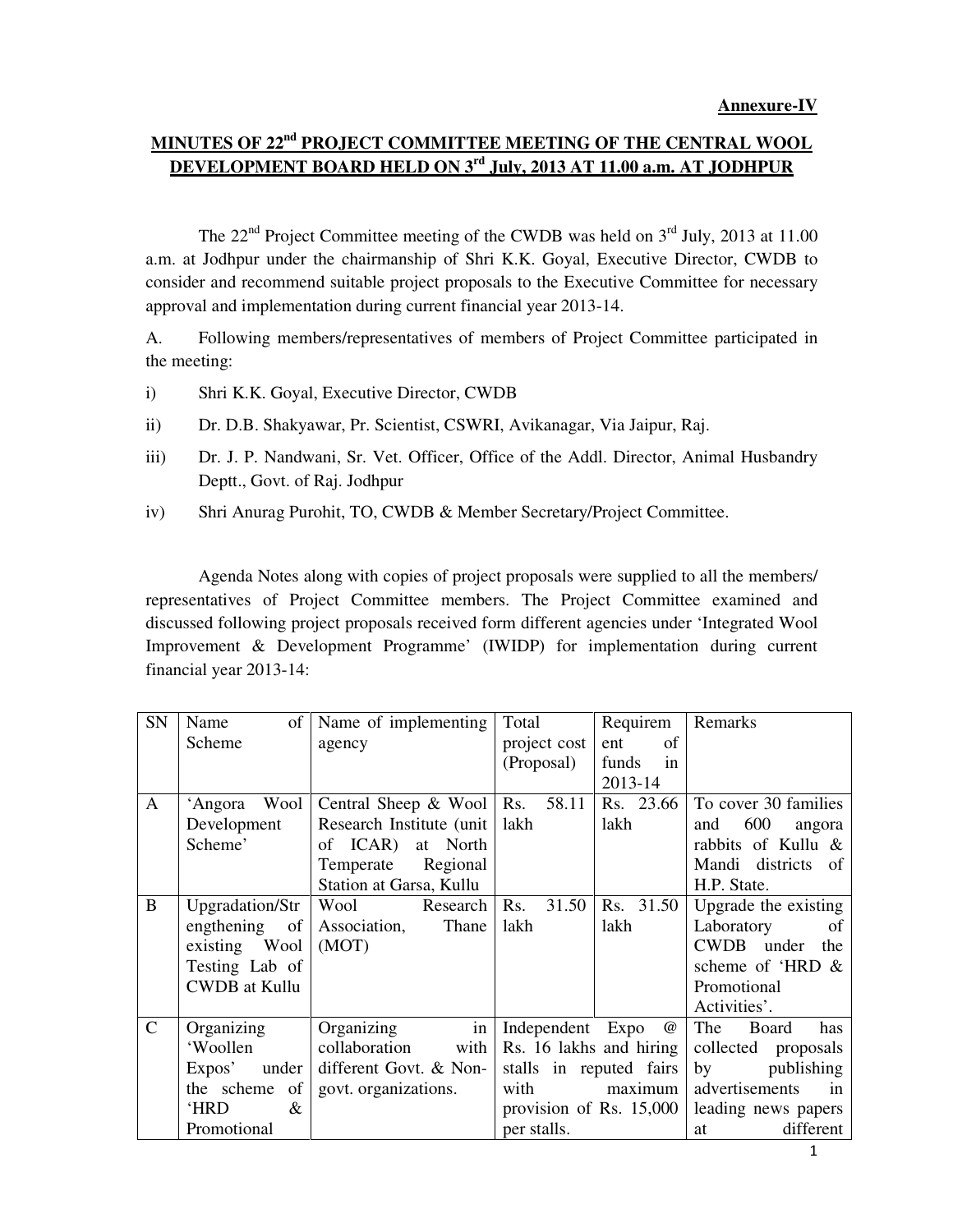**Annexure-IV**

# MINUTES OF 22nd PROJECT COMMITTEE MEETING OF THE CENTRAL WOOL DEVELOPMENT BOARD HELD ON 3rd July, 2013 AT 11.00 a.m. AT JODHPUR

The 22nd Project Committee meeting of the CWDB was held on 3rd July, 2013 at 11.00 a.m. at Jodhpur under the chairmanship of Shri K.K. Goyal, Executive Director, CWDB to consider and recommend suitable project proposals to the Executive Committee for necessary approval and implementation during current financial year 2013-14.

A. Following members/representatives of members of Project Committee participated in the meeting:

i) Shri K.K. Goyal, Executive Director, CWDB

ii) Dr. D.B. Shakyawar, Pr. Scientist, CSWRI, Avikanagar, Via Jaipur, Raj.

iii) Dr. J. P. Nandwani, Sr. Vet. Officer, Office of the Addl. Director, Animal Husbandry Deptt., Govt. of Raj. Jodhpur

iv) Shri Anurag Purohit, TO, CWDB & Member Secretary/Project Committee.

Agenda Notes along with copies of project proposals were supplied to all the members/ representatives of Project Committee members. The Project Committee examined and discussed following project proposals received form different agencies under 'Integrated Wool Improvement & Development Programme' (IWIDP) for implementation during current financial year 2013-14:

| SN | Name of Scheme | Name of implementing agency | Total project cost (Proposal) | Requirement of funds in 2013-14 | Remarks |
|---|---|---|---|---|---|
| A | 'Angora Wool Development Scheme' | Central Sheep & Wool Research Institute (unit of ICAR) at North Temperate Regional Station at Garsa, Kullu | Rs. 58.11 lakh | Rs. 23.66 lakh | To cover 30 families and 600 angora rabbits of Kullu & Mandi districts of H.P. State. |
| B | Upgradation/Strengthening of existing Wool Testing Lab of CWDB at Kullu | Wool Research Association, Thane (MOT) | Rs. 31.50 lakh | Rs. 31.50 lakh | Upgrade the existing Laboratory of CWDB under the scheme of 'HRD & Promotional Activities'. |
| C | Organizing 'Woollen Expos' under the scheme of 'HRD & Promotional | Organizing in collaboration with different Govt. & Non-govt. organizations. | Independent Expo @ Rs. 16 lakhs and hiring stalls in reputed fairs with maximum provision of Rs. 15,000 per stalls. | | The Board has collected proposals by publishing advertisements in leading news papers at different |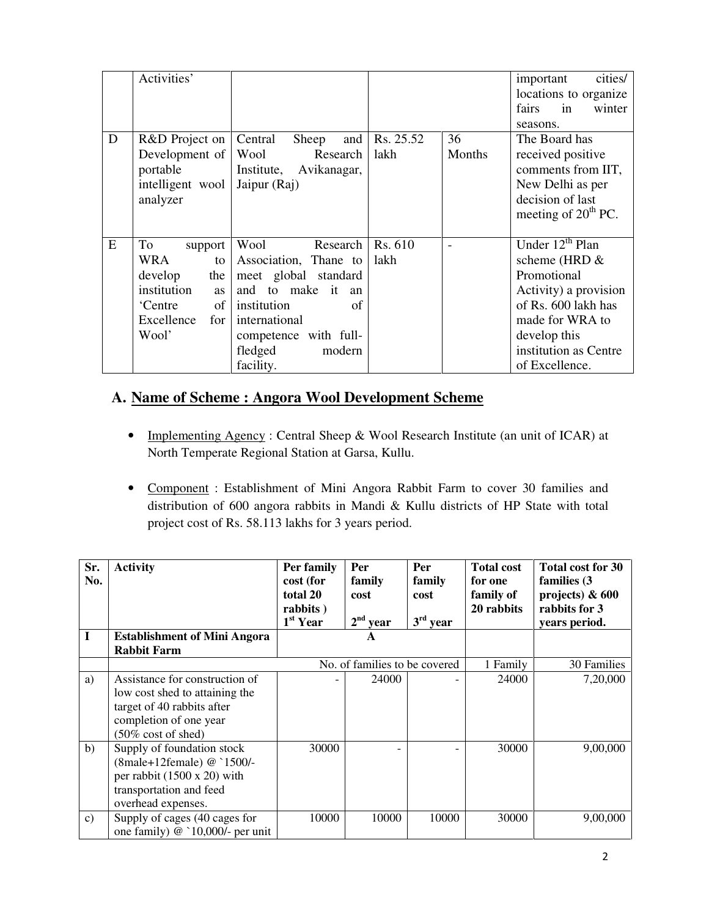| | Activities' | | | | important cities/ locations to organize fairs in winter seasons. |
|---|---|---|---|---|---|
| D | R&D Project on Development of portable intelligent wool analyzer | Central Sheep and Wool Research Institute, Avikanagar, Jaipur (Raj) | Rs. 25.52 lakh | 36 Months | The Board has received positive comments from IIT, New Delhi as per decision of last meeting of 20th PC. |
| E | To support WRA to develop the institution as 'Centre of Excellence for Wool' | Wool Research Association, Thane to meet global standard and to make it an institution of international competence with full-fledged modern facility. | Rs. 610 lakh | - | Under 12th Plan scheme (HRD & Promotional Activity) a provision of Rs. 600 lakh has made for WRA to develop this institution as Centre of Excellence. |

## A. Name of Scheme : Angora Wool Development Scheme

- Implementing Agency : Central Sheep & Wool Research Institute (an unit of ICAR) at North Temperate Regional Station at Garsa, Kullu.
- Component : Establishment of Mini Angora Rabbit Farm to cover 30 families and distribution of 600 angora rabbits in Mandi & Kullu districts of HP State with total project cost of Rs. 58.113 lakhs for 3 years period.

| Sr. No. | Activity | Per family cost (for total 20 rabbits) 1st Year | Per family cost 2nd year | Per family cost 3rd year | Total cost for one family of 20 rabbits | Total cost for 30 families (3 projects) & 600 rabbits for 3 years period. |
|---|---|---|---|---|---|---|
| I | **Establishment of Mini Angora Rabbit Farm** | | A | | | |
| | | | No. of families to be covered | | 1 Family | 30 Families |
| a) | Assistance for construction of low cost shed to attaining the target of 40 rabbits after completion of one year (50% cost of shed) | - | 24000 | - | 24000 | 7,20,000 |
| b) | Supply of foundation stock (8male+12female) @ `1500/- per rabbit (1500 x 20) with transportation and feed overhead expenses. | 30000 | - | - | 30000 | 9,00,000 |
| c) | Supply of cages (40 cages for one family) @ `10,000/- per unit | 10000 | 10000 | 10000 | 30000 | 9,00,000 |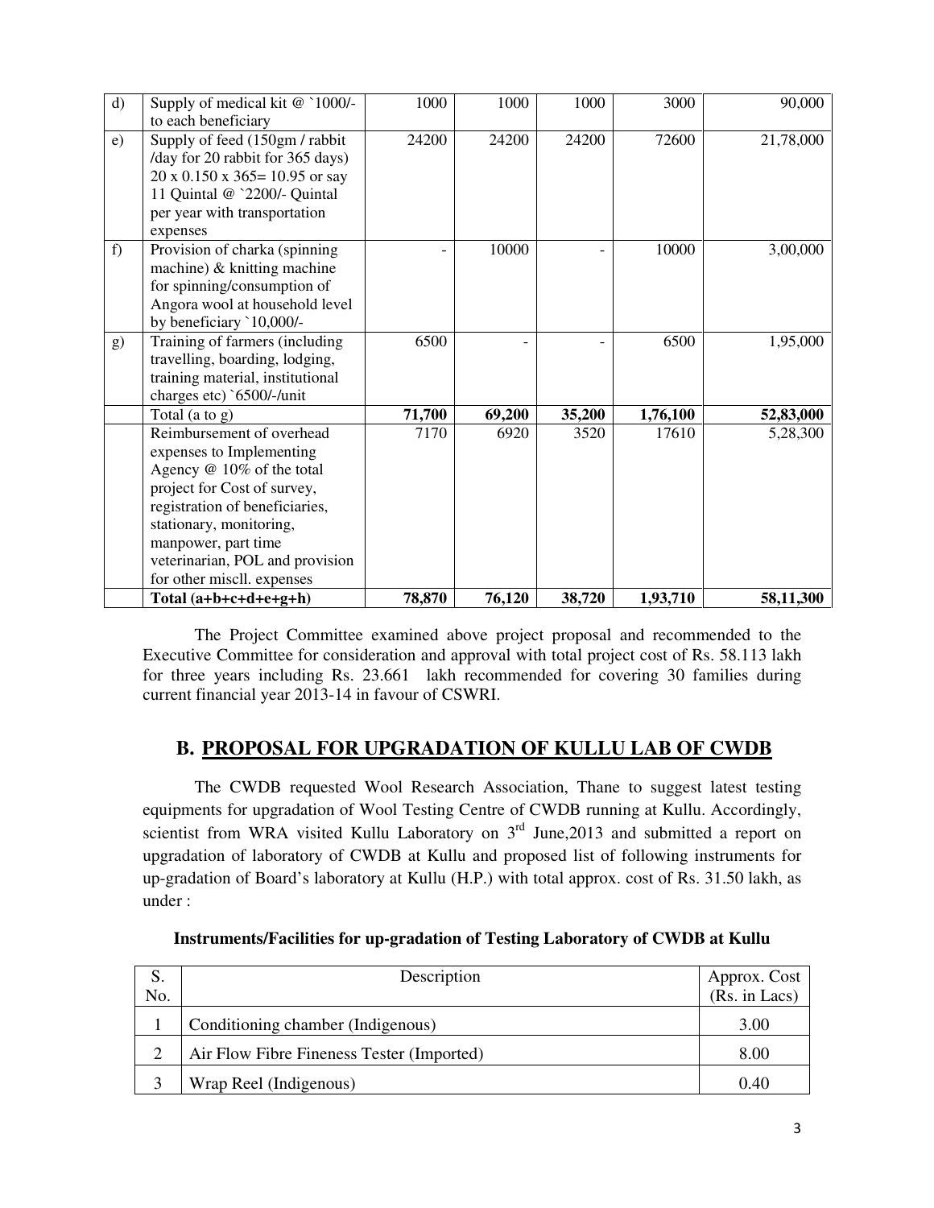| d) | Supply of medical kit @ `1000/- to each beneficiary | 1000 | 1000 | 1000 | 3000 | 90,000 |
|---|---|---|---|---|---|---|
| e) | Supply of feed (150gm / rabbit /day for 20 rabbit for 365 days) 20 x 0.150 x 365= 10.95 or say 11 Quintal @ `2200/- Quintal per year with transportation expenses | 24200 | 24200 | 24200 | 72600 | 21,78,000 |
| f) | Provision of charka (spinning machine) & knitting machine for spinning/consumption of Angora wool at household level by beneficiary `10,000/- | - | 10000 | - | 10000 | 3,00,000 |
| g) | Training of farmers (including travelling, boarding, lodging, training material, institutional charges etc) `6500/-/unit | 6500 | - | - | 6500 | 1,95,000 |
| | Total (a to g) | **71,700** | **69,200** | **35,200** | **1,76,100** | **52,83,000** |
| | Reimbursement of overhead expenses to Implementing Agency @ 10% of the total project for Cost of survey, registration of beneficiaries, stationary, monitoring, manpower, part time veterinarian, POL and provision for other miscll. expenses | 7170 | 6920 | 3520 | 17610 | 5,28,300 |
| | **Total (a+b+c+d+e+g+h)** | **78,870** | **76,120** | **38,720** | **1,93,710** | **58,11,300** |

The Project Committee examined above project proposal and recommended to the Executive Committee for consideration and approval with total project cost of Rs. 58.113 lakh for three years including Rs. 23.661 lakh recommended for covering 30 families during current financial year 2013-14 in favour of CSWRI.

## B. PROPOSAL FOR UPGRADATION OF KULLU LAB OF CWDB

The CWDB requested Wool Research Association, Thane to suggest latest testing equipments for upgradation of Wool Testing Centre of CWDB running at Kullu. Accordingly, scientist from WRA visited Kullu Laboratory on 3rd June,2013 and submitted a report on upgradation of laboratory of CWDB at Kullu and proposed list of following instruments for up-gradation of Board's laboratory at Kullu (H.P.) with total approx. cost of Rs. 31.50 lakh, as under :

**Instruments/Facilities for up-gradation of Testing Laboratory of CWDB at Kullu**

| S. No. | Description | Approx. Cost (Rs. in Lacs) |
|---|---|---|
| 1 | Conditioning chamber (Indigenous) | 3.00 |
| 2 | Air Flow Fibre Fineness Tester (Imported) | 8.00 |
| 3 | Wrap Reel (Indigenous) | 0.40 |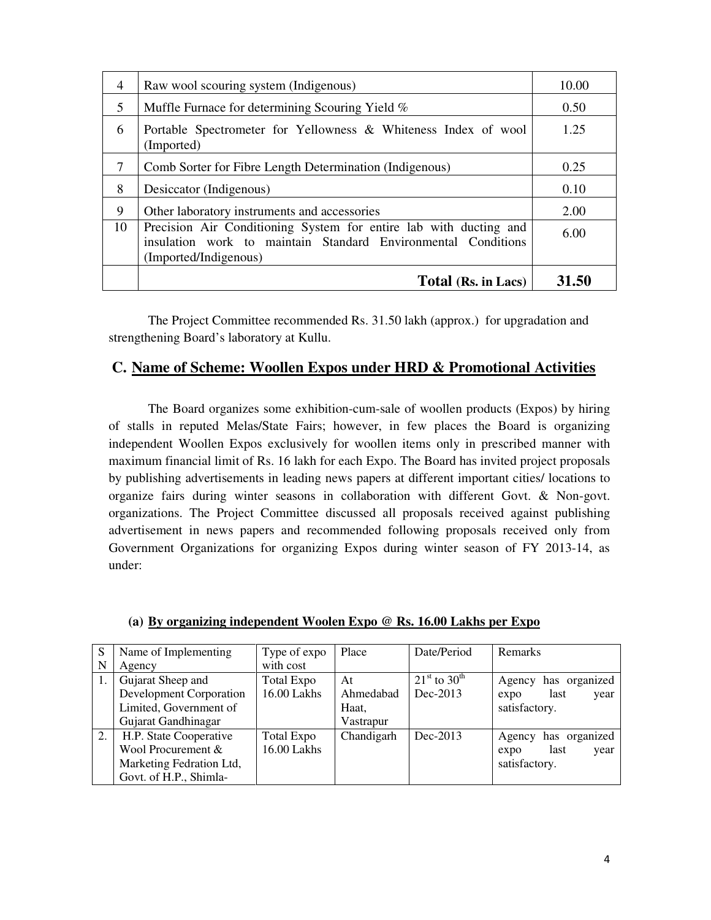| 4 | Raw wool scouring system (Indigenous) | 10.00 |
|---|---|---|
| 5 | Muffle Furnace for determining Scouring Yield % | 0.50 |
| 6 | Portable Spectrometer for Yellowness & Whiteness Index of wool (Imported) | 1.25 |
| 7 | Comb Sorter for Fibre Length Determination (Indigenous) | 0.25 |
| 8 | Desiccator (Indigenous) | 0.10 |
| 9 | Other laboratory instruments and accessories | 2.00 |
| 10 | Precision Air Conditioning System for entire lab with ducting and insulation work to maintain Standard Environmental Conditions (Imported/Indigenous) | 6.00 |
| | **Total (Rs. in Lacs)** | **31.50** |

The Project Committee recommended Rs. 31.50 lakh (approx.) for upgradation and strengthening Board's laboratory at Kullu.

## C. Name of Scheme: Woollen Expos under HRD & Promotional Activities

The Board organizes some exhibition-cum-sale of woollen products (Expos) by hiring of stalls in reputed Melas/State Fairs; however, in few places the Board is organizing independent Woollen Expos exclusively for woollen items only in prescribed manner with maximum financial limit of Rs. 16 lakh for each Expo. The Board has invited project proposals by publishing advertisements in leading news papers at different important cities/ locations to organize fairs during winter seasons in collaboration with different Govt. & Non-govt. organizations. The Project Committee discussed all proposals received against publishing advertisement in news papers and recommended following proposals received only from Government Organizations for organizing Expos during winter season of FY 2013-14, as under:

**(a) By organizing independent Woolen Expo @ Rs. 16.00 Lakhs per Expo**

| SN | Name of Implementing Agency | Type of expo with cost | Place | Date/Period | Remarks |
|---|---|---|---|---|---|
| 1. | Gujarat Sheep and Development Corporation Limited, Government of Gujarat Gandhinagar | Total Expo 16.00 Lakhs | At Ahmedabad Haat, Vastrapur | 21st to 30th Dec-2013 | Agency has organized expo last year satisfactory. |
| 2. | H.P. State Cooperative Wool Procurement & Marketing Fedration Ltd, Govt. of H.P., Shimla- | Total Expo 16.00 Lakhs | Chandigarh | Dec-2013 | Agency has organized expo last year satisfactory. |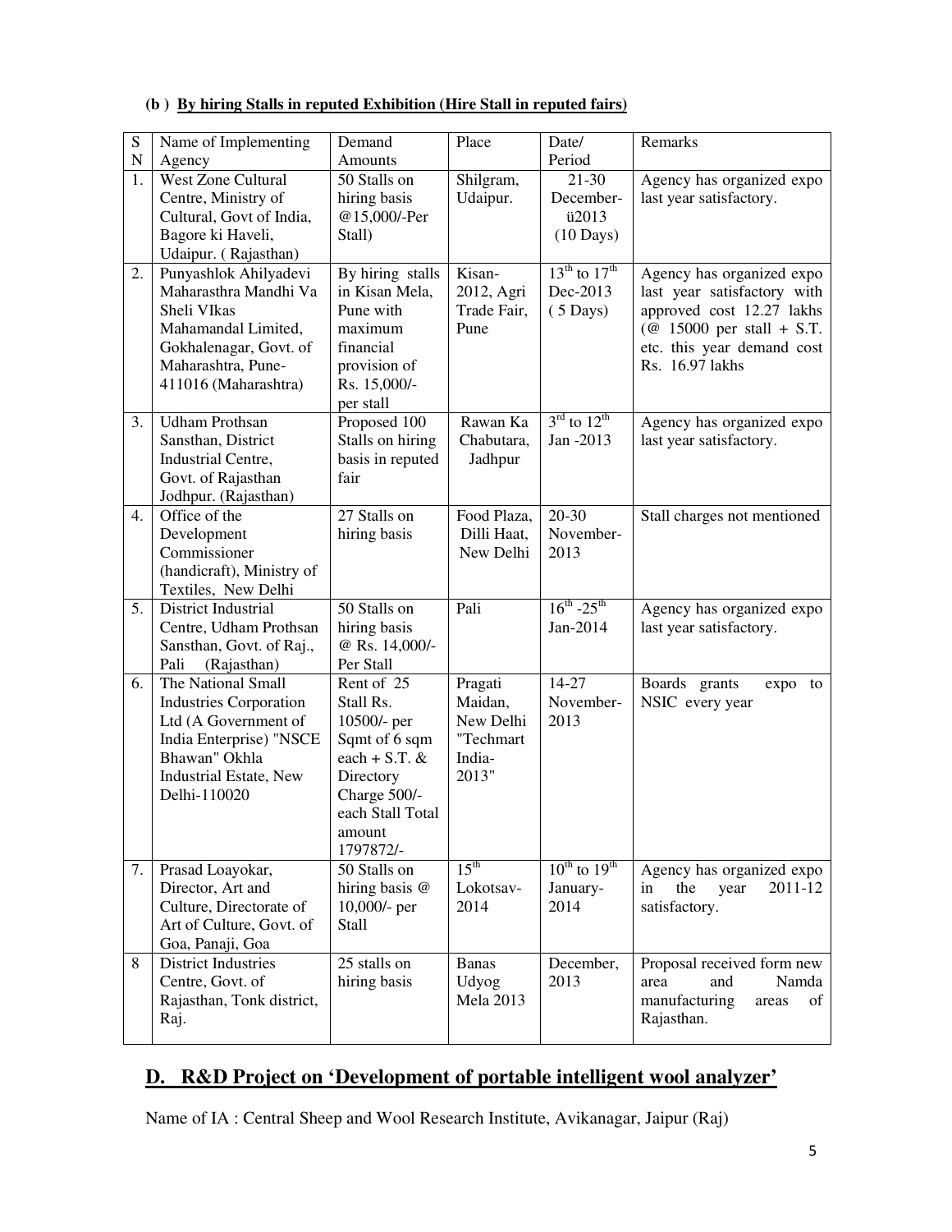**(b ) By hiring Stalls in reputed Exhibition (Hire Stall in reputed fairs)**

| S N | Name of Implementing Agency | Demand Amounts | Place | Date/ Period | Remarks |
|---|---|---|---|---|---|
| 1. | West Zone Cultural Centre, Ministry of Cultural, Govt of India, Bagore ki Haveli, Udaipur. ( Rajasthan) | 50 Stalls on hiring basis @15,000/-Per Stall) | Shilgram, Udaipur. | 21-30 December-ü2013 (10 Days) | Agency has organized expo last year satisfactory. |
| 2. | Punyashlok Ahilyadevi Maharasthra Mandhi Va Sheli VIkas Mahamandal Limited, Gokhalenagar, Govt. of Maharashtra, Pune-411016 (Maharashtra) | By hiring stalls in Kisan Mela, Pune with maximum financial provision of Rs. 15,000/- per stall | Kisan-2012, Agri Trade Fair, Pune | 13th to 17th Dec-2013 ( 5 Days) | Agency has organized expo last year satisfactory with approved cost 12.27 lakhs (@ 15000 per stall + S.T. etc. this year demand cost Rs. 16.97 lakhs |
| 3. | Udham Prothsan Sansthan, District Industrial Centre, Govt. of Rajasthan Jodhpur. (Rajasthan) | Proposed 100 Stalls on hiring basis in reputed fair | Rawan Ka Chabutara, Jadhpur | 3rd to 12th Jan -2013 | Agency has organized expo last year satisfactory. |
| 4. | Office of the Development Commissioner (handicraft), Ministry of Textiles, New Delhi | 27 Stalls on hiring basis | Food Plaza, Dilli Haat, New Delhi | 20-30 November-2013 | Stall charges not mentioned |
| 5. | District Industrial Centre, Udham Prothsan Sansthan, Govt. of Raj., Pali (Rajasthan) | 50 Stalls on hiring basis @ Rs. 14,000/- Per Stall | Pali | 16th -25th Jan-2014 | Agency has organized expo last year satisfactory. |
| 6. | The National Small Industries Corporation Ltd (A Government of India Enterprise) "NSCE Bhawan" Okhla Industrial Estate, New Delhi-110020 | Rent of 25 Stall Rs. 10500/- per Sqmt of 6 sqm each + S.T. & Directory Charge 500/- each Stall Total amount 1797872/- | Pragati Maidan, New Delhi "Techmart India-2013" | 14-27 November-2013 | Boards grants expo to NSIC every year |
| 7. | Prasad Loayokar, Director, Art and Culture, Directorate of Art of Culture, Govt. of Goa, Panaji, Goa | 50 Stalls on hiring basis @ 10,000/- per Stall | 15th Lokotsav-2014 | 10th to 19th January-2014 | Agency has organized expo in the year 2011-12 satisfactory. |
| 8 | District Industries Centre, Govt. of Rajasthan, Tonk district, Raj. | 25 stalls on hiring basis | Banas Udyog Mela 2013 | December, 2013 | Proposal received form new area and Namda manufacturing areas of Rajasthan. |

## D. R&D Project on 'Development of portable intelligent wool analyzer'

Name of IA : Central Sheep and Wool Research Institute, Avikanagar, Jaipur (Raj)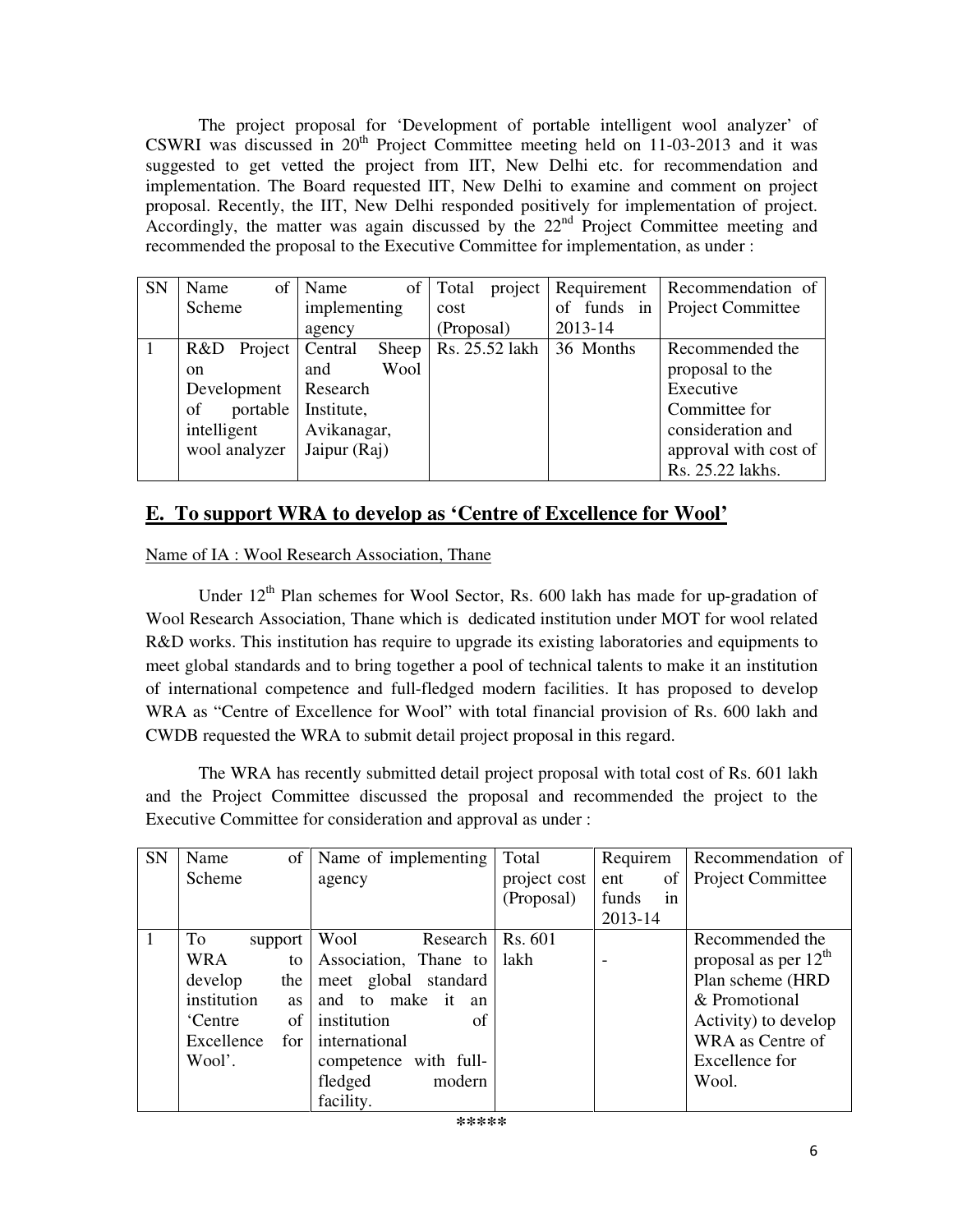The project proposal for 'Development of portable intelligent wool analyzer' of CSWRI was discussed in 20th Project Committee meeting held on 11-03-2013 and it was suggested to get vetted the project from IIT, New Delhi etc. for recommendation and implementation. The Board requested IIT, New Delhi to examine and comment on project proposal. Recently, the IIT, New Delhi responded positively for implementation of project. Accordingly, the matter was again discussed by the 22nd Project Committee meeting and recommended the proposal to the Executive Committee for implementation, as under :

| SN | Name of Scheme | Name of implementing agency | Total project cost (Proposal) | Requirement of funds in 2013-14 | Recommendation of Project Committee |
|---|---|---|---|---|---|
| 1 | R&D Project on Development of portable intelligent wool analyzer | Central Sheep and Wool Research Institute, Avikanagar, Jaipur (Raj) | Rs. 25.52 lakh | 36 Months | Recommended the proposal to the Executive Committee for consideration and approval with cost of Rs. 25.22 lakhs. |

## E. To support WRA to develop as 'Centre of Excellence for Wool'

Name of IA : Wool Research Association, Thane

Under 12th Plan schemes for Wool Sector, Rs. 600 lakh has made for up-gradation of Wool Research Association, Thane which is dedicated institution under MOT for wool related R&D works. This institution has require to upgrade its existing laboratories and equipments to meet global standards and to bring together a pool of technical talents to make it an institution of international competence and full-fledged modern facilities. It has proposed to develop WRA as "Centre of Excellence for Wool" with total financial provision of Rs. 600 lakh and CWDB requested the WRA to submit detail project proposal in this regard.

The WRA has recently submitted detail project proposal with total cost of Rs. 601 lakh and the Project Committee discussed the proposal and recommended the project to the Executive Committee for consideration and approval as under :

| SN | Name of Scheme | Name of implementing agency | Total project cost (Proposal) | Requirement of funds in 2013-14 | Recommendation of Project Committee |
|---|---|---|---|---|---|
| 1 | To support WRA to develop the institution as 'Centre of Excellence for Wool'. | Wool Research Association, Thane to meet global standard and to make it an institution of international competence with full-fledged modern facility. | Rs. 601 lakh | - | Recommended the proposal as per 12th Plan scheme (HRD & Promotional Activity) to develop WRA as Centre of Excellence for Wool. |

*****